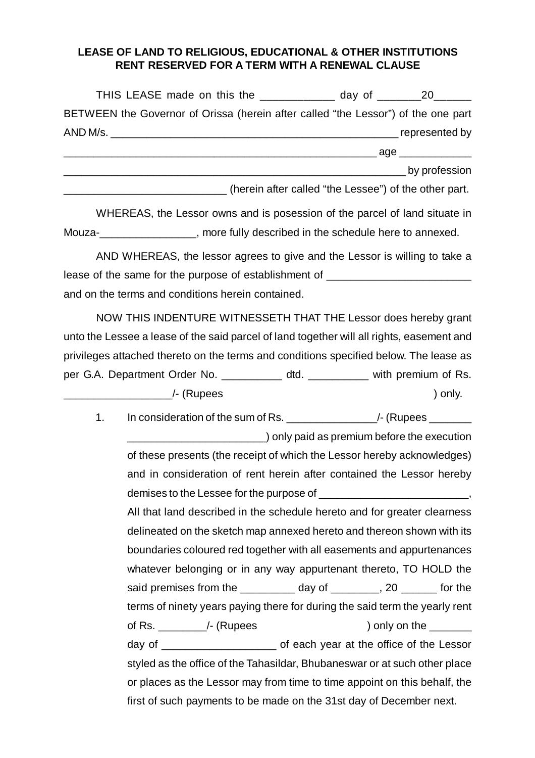**LEASE OF LAND TO RELIGIOUS, EDUCATIONAL & OTHER INSTITUTIONS RENT RESERVED FOR A TERM WITH A RENEWAL CLAUSE**

THIS LEASE made on this the ____________ day of _______20______ BETWEEN the Governor of Orissa (herein after called "the Lessor") of the one part AND M/s. _________________________________________________ represented by _____________________________________________________ age ____________ _________________________________________________________ by profession ___________________________ (herein after called "the Lessee") of the other part.

WHEREAS, the Lessor owns and is posession of the parcel of land situate in Mouza-________________, more fully described in the schedule here to annexed.

AND WHEREAS, the lessor agrees to give and the Lessor is willing to take a lease of the same for the purpose of establishment of ________________________ and on the terms and conditions herein contained.

NOW THIS INDENTURE WITNESSETH THAT THE Lessor does hereby grant unto the Lessee a lease of the said parcel of land together will all rights, easement and privileges attached thereto on the terms and conditions specified below. The lease as per G.A. Department Order No. __________ dtd. __________ with premium of Rs. _________________/- (Rupees ) only.

1. In consideration of the sum of Rs. _______________/- (Rupees _______ _______________________) only paid as premium before the execution of these presents (the receipt of which the Lessor hereby acknowledges) and in consideration of rent herein after contained the Lessor hereby demises to the Lessee for the purpose of _________________________, All that land described in the schedule hereto and for greater clearness delineated on the sketch map annexed hereto and thereon shown with its boundaries coloured red together with all easements and appurtenances whatever belonging or in any way appurtenant thereto, TO HOLD the said premises from the _________ day of ________, 20 ______ for the terms of ninety years paying there for during the said term the yearly rent of Rs. ________/- (Rupees ) only on the _______ day of ___________________ of each year at the office of the Lessor styled as the office of the Tahasildar, Bhubaneswar or at such other place or places as the Lessor may from time to time appoint on this behalf, the first of such payments to be made on the 31st day of December next.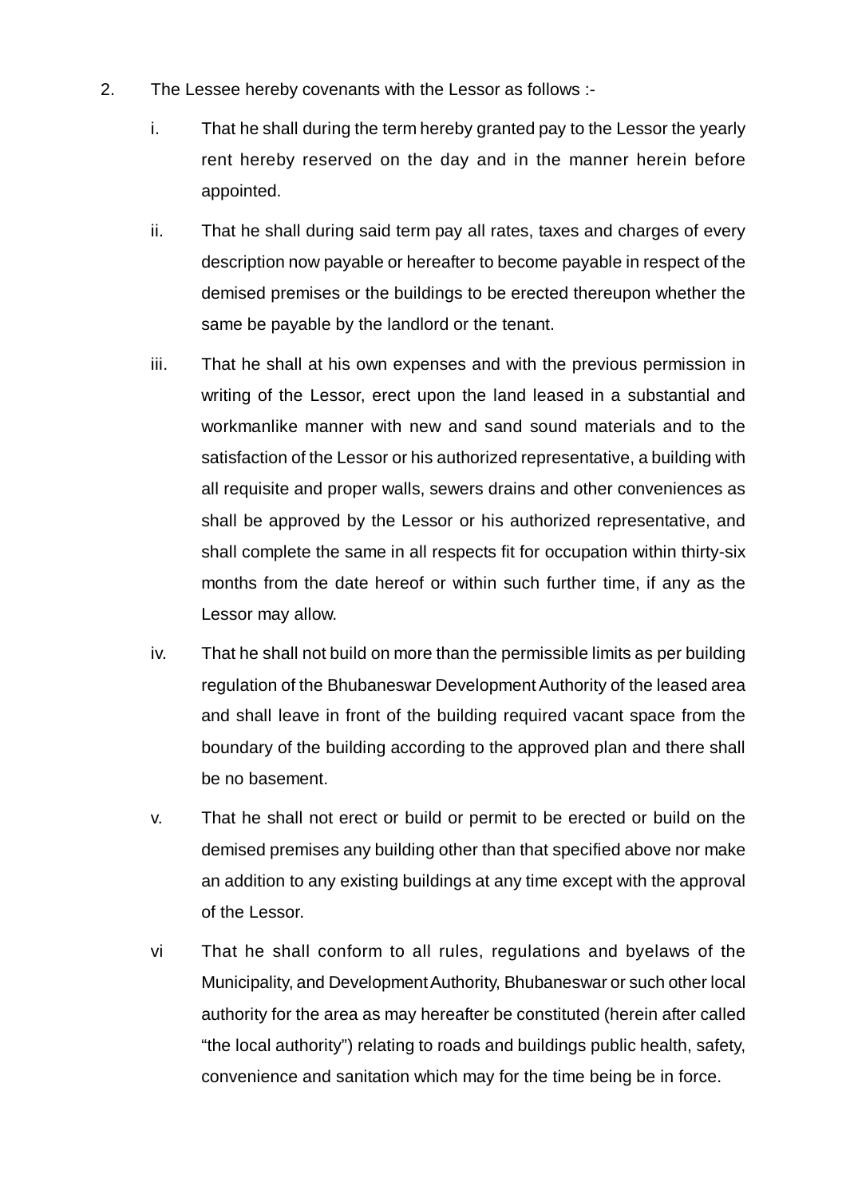2. The Lessee hereby covenants with the Lessor as follows :-

   i. That he shall during the term hereby granted pay to the Lessor the yearly rent hereby reserved on the day and in the manner herein before appointed.

   ii. That he shall during said term pay all rates, taxes and charges of every description now payable or hereafter to become payable in respect of the demised premises or the buildings to be erected thereupon whether the same be payable by the landlord or the tenant.

   iii. That he shall at his own expenses and with the previous permission in writing of the Lessor, erect upon the land leased in a substantial and workmanlike manner with new and sand sound materials and to the satisfaction of the Lessor or his authorized representative, a building with all requisite and proper walls, sewers drains and other conveniences as shall be approved by the Lessor or his authorized representative, and shall complete the same in all respects fit for occupation within thirty-six months from the date hereof or within such further time, if any as the Lessor may allow.

   iv. That he shall not build on more than the permissible limits as per building regulation of the Bhubaneswar Development Authority of the leased area and shall leave in front of the building required vacant space from the boundary of the building according to the approved plan and there shall be no basement.

   v. That he shall not erect or build or permit to be erected or build on the demised premises any building other than that specified above nor make an addition to any existing buildings at any time except with the approval of the Lessor.

   vi That he shall conform to all rules, regulations and byelaws of the Municipality, and Development Authority, Bhubaneswar or such other local authority for the area as may hereafter be constituted (herein after called "the local authority") relating to roads and buildings public health, safety, convenience and sanitation which may for the time being be in force.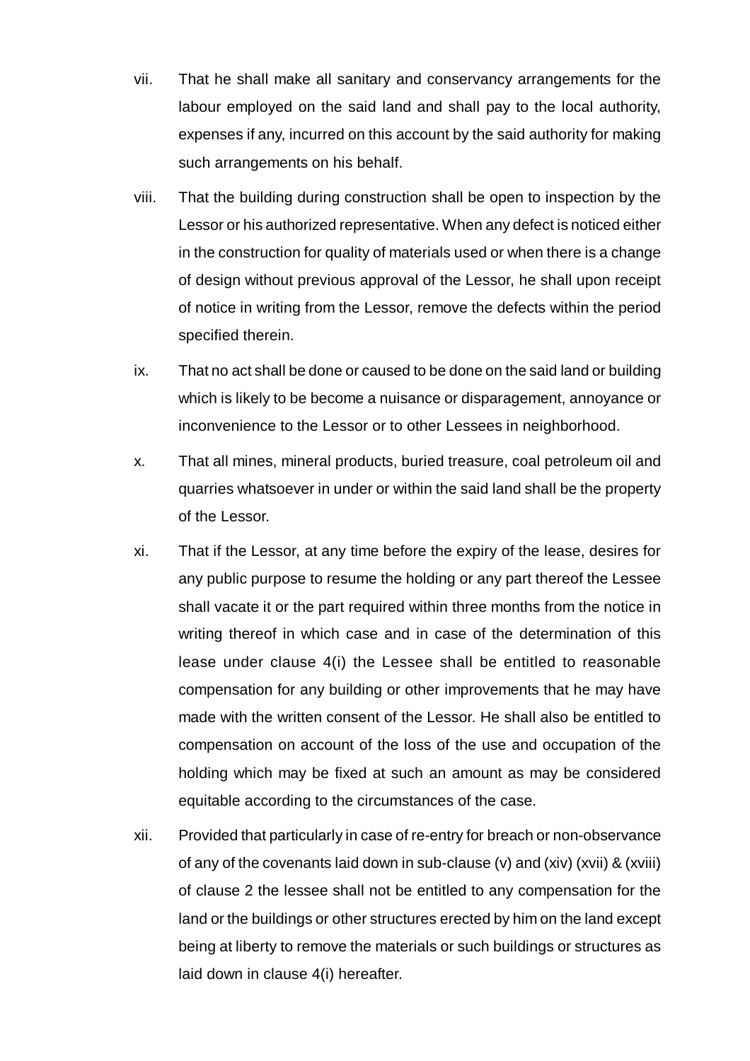vii. That he shall make all sanitary and conservancy arrangements for the labour employed on the said land and shall pay to the local authority, expenses if any, incurred on this account by the said authority for making such arrangements on his behalf.

viii. That the building during construction shall be open to inspection by the Lessor or his authorized representative. When any defect is noticed either in the construction for quality of materials used or when there is a change of design without previous approval of the Lessor, he shall upon receipt of notice in writing from the Lessor, remove the defects within the period specified therein.

ix. That no act shall be done or caused to be done on the said land or building which is likely to be become a nuisance or disparagement, annoyance or inconvenience to the Lessor or to other Lessees in neighborhood.

x. That all mines, mineral products, buried treasure, coal petroleum oil and quarries whatsoever in under or within the said land shall be the property of the Lessor.

xi. That if the Lessor, at any time before the expiry of the lease, desires for any public purpose to resume the holding or any part thereof the Lessee shall vacate it or the part required within three months from the notice in writing thereof in which case and in case of the determination of this lease under clause 4(i) the Lessee shall be entitled to reasonable compensation for any building or other improvements that he may have made with the written consent of the Lessor. He shall also be entitled to compensation on account of the loss of the use and occupation of the holding which may be fixed at such an amount as may be considered equitable according to the circumstances of the case.

xii. Provided that particularly in case of re-entry for breach or non-observance of any of the covenants laid down in sub-clause (v) and (xiv) (xvii) & (xviii) of clause 2 the lessee shall not be entitled to any compensation for the land or the buildings or other structures erected by him on the land except being at liberty to remove the materials or such buildings or structures as laid down in clause 4(i) hereafter.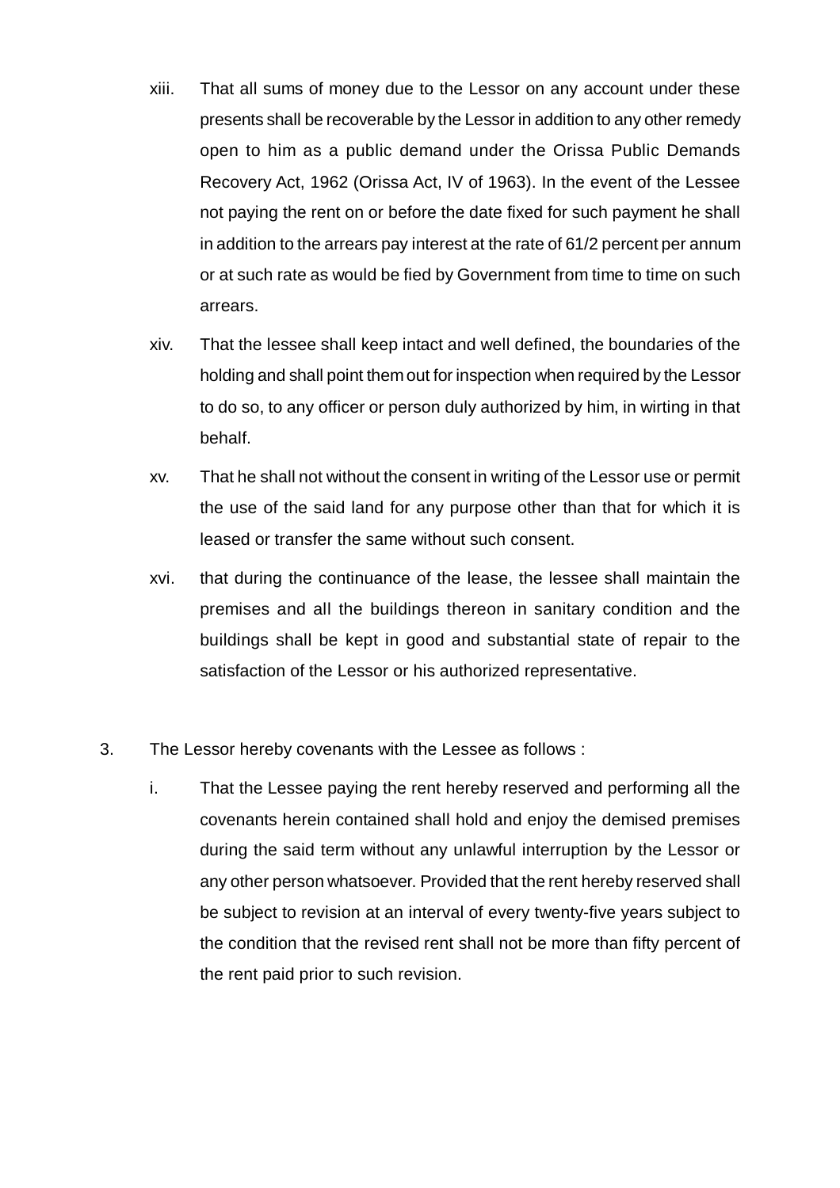xiii. That all sums of money due to the Lessor on any account under these presents shall be recoverable by the Lessor in addition to any other remedy open to him as a public demand under the Orissa Public Demands Recovery Act, 1962 (Orissa Act, IV of 1963). In the event of the Lessee not paying the rent on or before the date fixed for such payment he shall in addition to the arrears pay interest at the rate of 61/2 percent per annum or at such rate as would be fied by Government from time to time on such arrears.

xiv. That the lessee shall keep intact and well defined, the boundaries of the holding and shall point them out for inspection when required by the Lessor to do so, to any officer or person duly authorized by him, in wirting in that behalf.

xv. That he shall not without the consent in writing of the Lessor use or permit the use of the said land for any purpose other than that for which it is leased or transfer the same without such consent.

xvi. that during the continuance of the lease, the lessee shall maintain the premises and all the buildings thereon in sanitary condition and the buildings shall be kept in good and substantial state of repair to the satisfaction of the Lessor or his authorized representative.

3. The Lessor hereby covenants with the Lessee as follows :

   i. That the Lessee paying the rent hereby reserved and performing all the covenants herein contained shall hold and enjoy the demised premises during the said term without any unlawful interruption by the Lessor or any other person whatsoever. Provided that the rent hereby reserved shall be subject to revision at an interval of every twenty-five years subject to the condition that the revised rent shall not be more than fifty percent of the rent paid prior to such revision.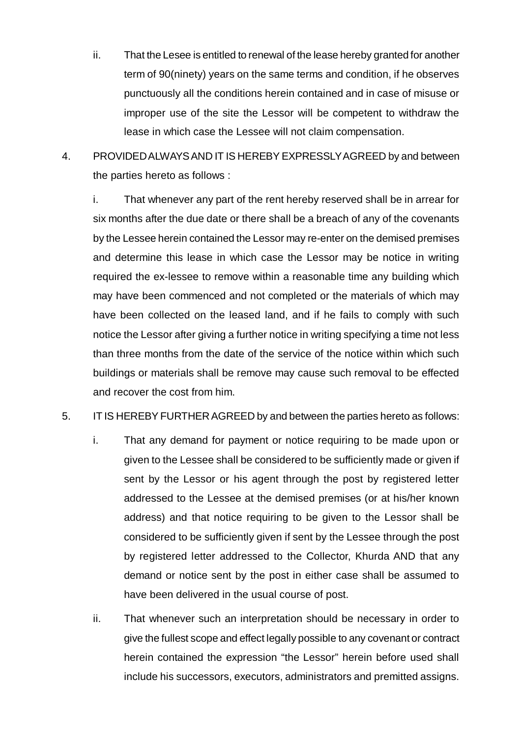ii. That the Lesee is entitled to renewal of the lease hereby granted for another term of 90(ninety) years on the same terms and condition, if he observes punctuously all the conditions herein contained and in case of misuse or improper use of the site the Lessor will be competent to withdraw the lease in which case the Lessee will not claim compensation.

4. PROVIDED ALWAYS AND IT IS HEREBY EXPRESSLY AGREED by and between the parties hereto as follows :

   i. That whenever any part of the rent hereby reserved shall be in arrear for six months after the due date or there shall be a breach of any of the covenants by the Lessee herein contained the Lessor may re-enter on the demised premises and determine this lease in which case the Lessor may be notice in writing required the ex-lessee to remove within a reasonable time any building which may have been commenced and not completed or the materials of which may have been collected on the leased land, and if he fails to comply with such notice the Lessor after giving a further notice in writing specifying a time not less than three months from the date of the service of the notice within which such buildings or materials shall be remove may cause such removal to be effected and recover the cost from him.

5. IT IS HEREBY FURTHER AGREED by and between the parties hereto as follows:

   i. That any demand for payment or notice requiring to be made upon or given to the Lessee shall be considered to be sufficiently made or given if sent by the Lessor or his agent through the post by registered letter addressed to the Lessee at the demised premises (or at his/her known address) and that notice requiring to be given to the Lessor shall be considered to be sufficiently given if sent by the Lessee through the post by registered letter addressed to the Collector, Khurda AND that any demand or notice sent by the post in either case shall be assumed to have been delivered in the usual course of post.

   ii. That whenever such an interpretation should be necessary in order to give the fullest scope and effect legally possible to any covenant or contract herein contained the expression "the Lessor" herein before used shall include his successors, executors, administrators and premitted assigns.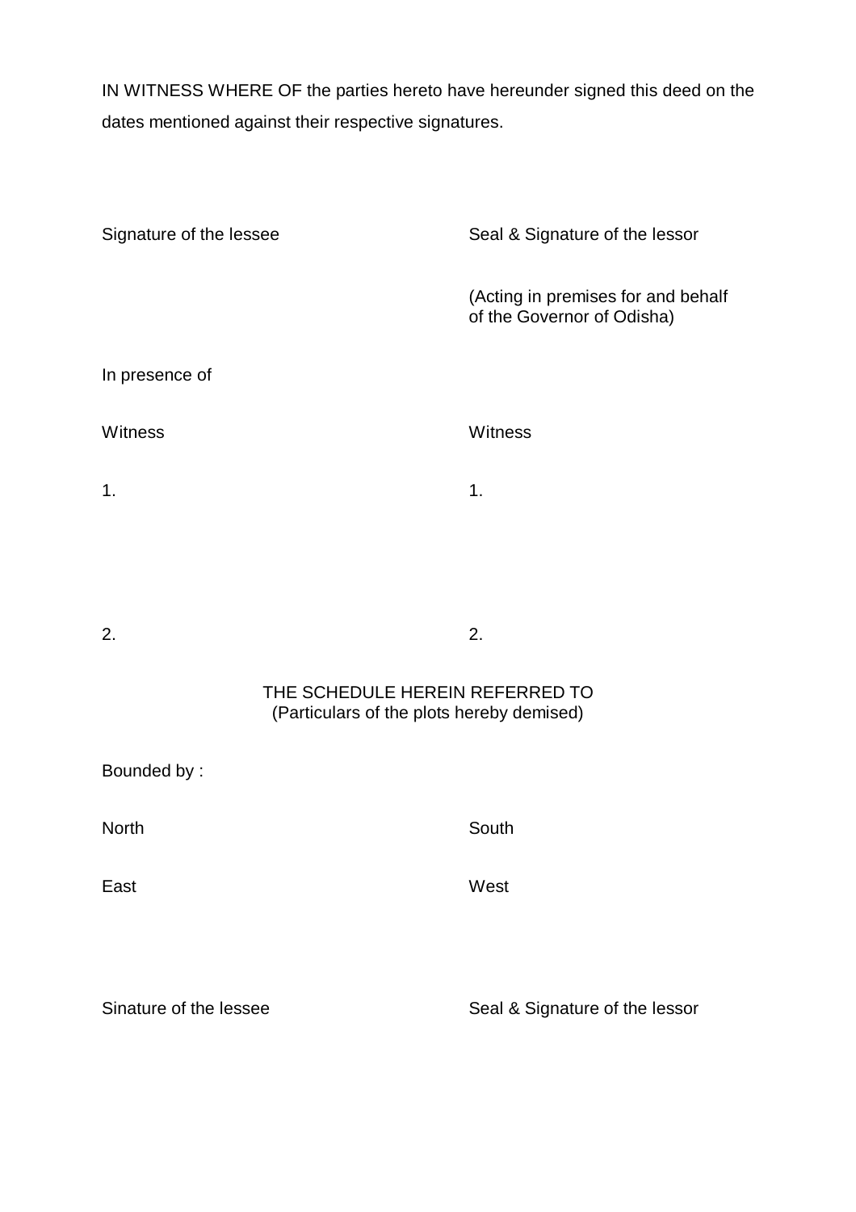IN WITNESS WHERE OF the parties hereto have hereunder signed this deed on the dates mentioned against their respective signatures.

| | |
|---|---|
| Signature of the lessee | Seal & Signature of the lessor |
| | (Acting in premises for and behalf of the Governor of Odisha) |

In presence of

| | |
|---|---|
| Witness | Witness |
| 1. | 1. |
| 2. | 2. |

THE SCHEDULE HEREIN REFERRED TO
(Particulars of the plots hereby demised)

Bounded by :

| | |
|---|---|
| North | South |
| East | West |

| | |
|---|---|
| Sinature of the lessee | Seal & Signature of the lessor |